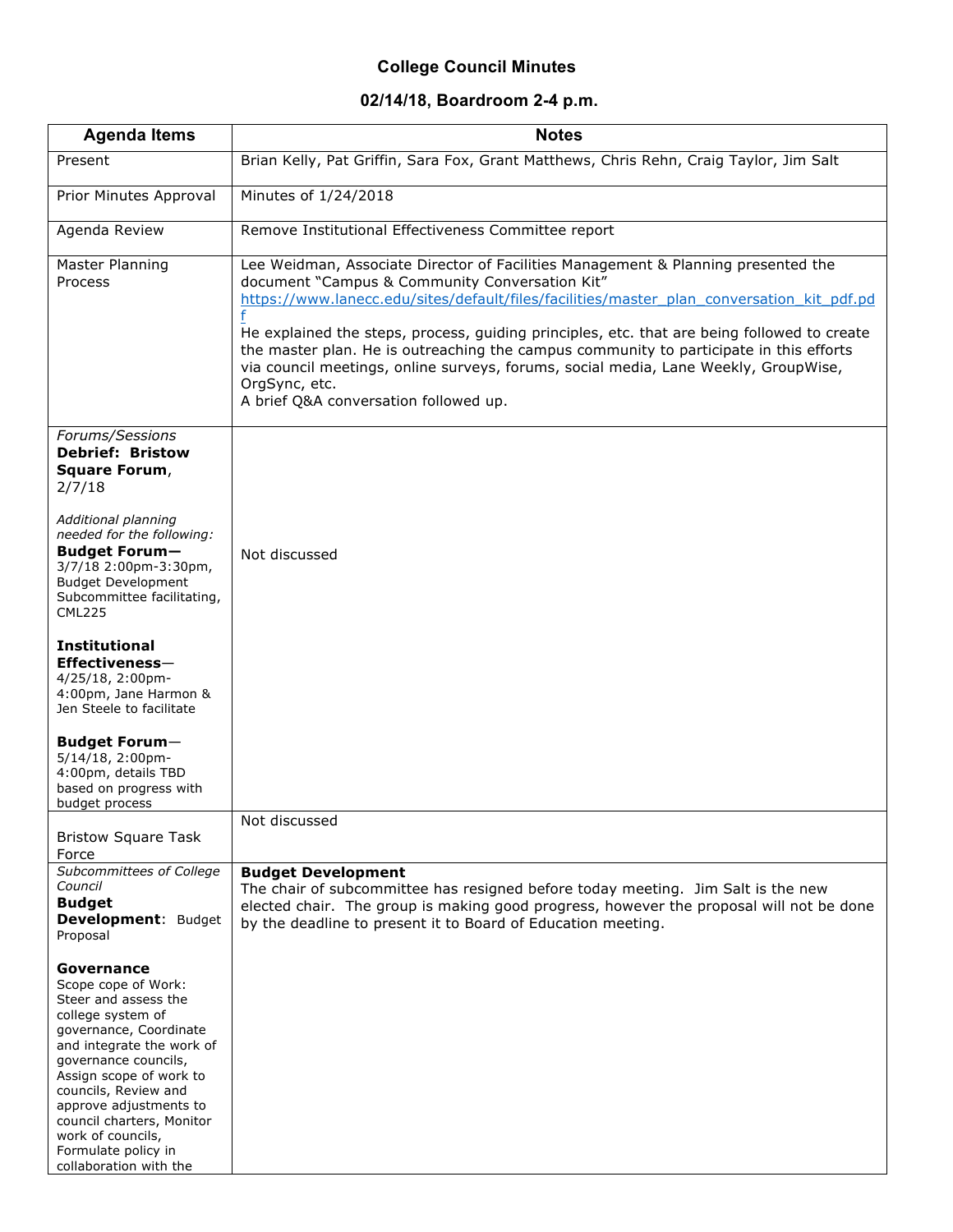# College Council Minutes

## 02/14/18, Boardroom 2-4 p.m.

| Agenda Items | Notes |
|---|---|
| Present | Brian Kelly, Pat Griffin, Sara Fox, Grant Matthews, Chris Rehn, Craig Taylor, Jim Salt |
| Prior Minutes Approval | Minutes of 1/24/2018 |
| Agenda Review | Remove Institutional Effectiveness Committee report |
| Master Planning Process | Lee Weidman, Associate Director of Facilities Management & Planning presented the document "Campus & Community Conversation Kit" https://www.lanecc.edu/sites/default/files/facilities/master_plan_conversation_kit_pdf.pdf <br>He explained the steps, process, guiding principles, etc. that are being followed to create the master plan. He is outreaching the campus community to participate in this efforts via council meetings, online surveys, forums, social media, Lane Weekly, GroupWise, OrgSync, etc.<br>A brief Q&A conversation followed up. |
| *Forums/Sessions*<br>**Debrief: Bristow Square Forum**, 2/7/18<br><br>*Additional planning needed for the following:*<br>**Budget Forum—** 3/7/18 2:00pm-3:30pm, Budget Development Subcommittee facilitating, CML225<br><br>**Institutional Effectiveness**— 4/25/18, 2:00pm-4:00pm, Jane Harmon & Jen Steele to facilitate<br><br>**Budget Forum**— 5/14/18, 2:00pm-4:00pm, details TBD based on progress with budget process | Not discussed |
| Bristow Square Task Force | Not discussed |
| *Subcommittees of College Council*<br>**Budget Development**: Budget Proposal<br><br>**Governance**<br>Scope cope of Work: Steer and assess the college system of governance, Coordinate and integrate the work of governance councils, Assign scope of work to councils, Review and approve adjustments to council charters, Monitor work of councils, Formulate policy in collaboration with the | **Budget Development**<br>The chair of subcommittee has resigned before today meeting. Jim Salt is the new elected chair. The group is making good progress, however the proposal will not be done by the deadline to present it to Board of Education meeting. |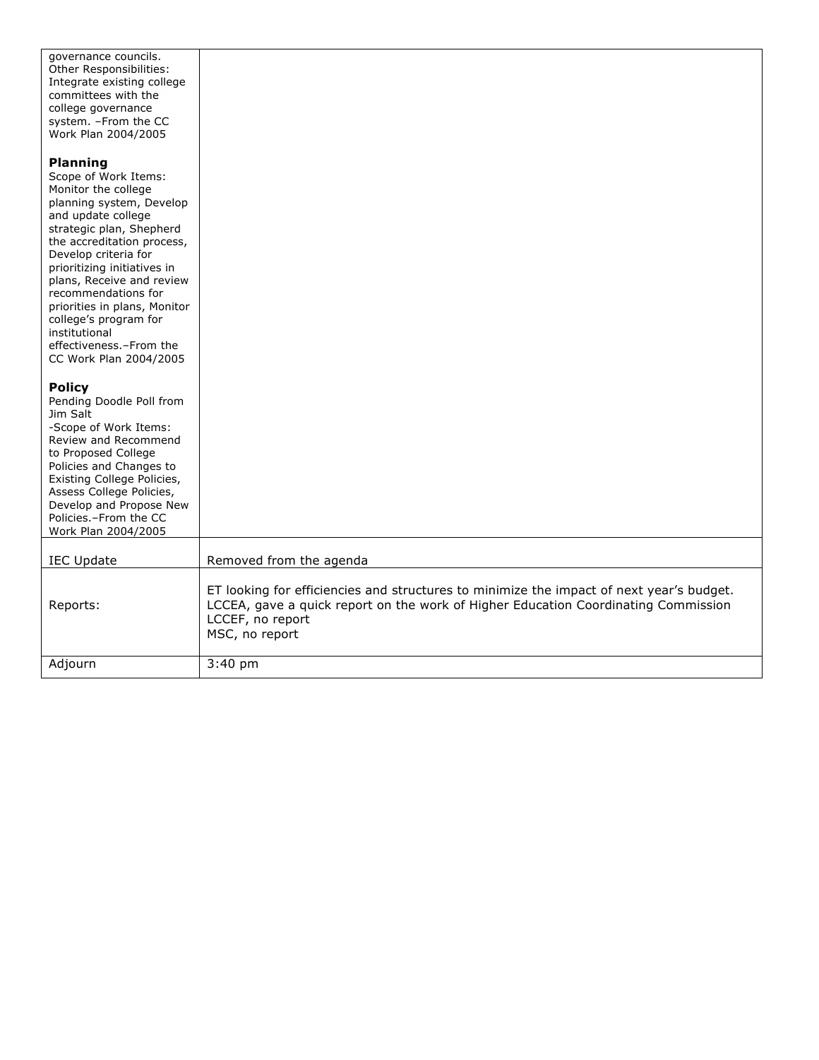| | |
|---|---|
| governance councils. Other Responsibilities: Integrate existing college committees with the college governance system. –From the CC Work Plan 2004/2005<br><br>**Planning**<br>Scope of Work Items: Monitor the college planning system, Develop and update college strategic plan, Shepherd the accreditation process, Develop criteria for prioritizing initiatives in plans, Receive and review recommendations for priorities in plans, Monitor college's program for institutional effectiveness.–From the CC Work Plan 2004/2005<br><br>**Policy**<br>Pending Doodle Poll from Jim Salt<br>-Scope of Work Items: Review and Recommend to Proposed College Policies and Changes to Existing College Policies, Assess College Policies, Develop and Propose New Policies.–From the CC Work Plan 2004/2005 | |
| IEC Update | Removed from the agenda |
| Reports: | ET looking for efficiencies and structures to minimize the impact of next year's budget.<br>LCCEA, gave a quick report on the work of Higher Education Coordinating Commission<br>LCCEF, no report<br>MSC, no report |
| Adjourn | 3:40 pm |